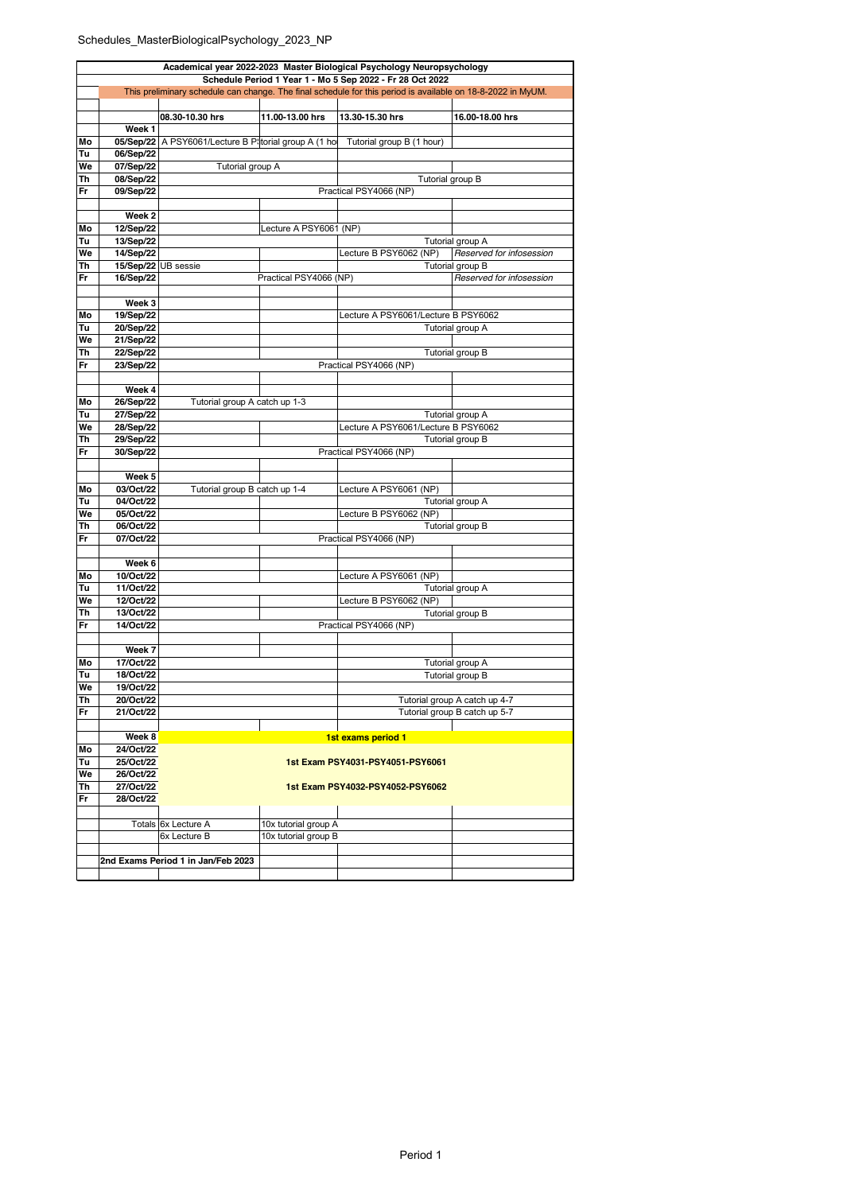Schedules_MasterBiologicalPsychology_2023_NP

| | | | | | |
|---|---|---|---|---|---|
| **Academical year 2022-2023 Master Biological Psychology Neuropsychology** | | | | | |
| **Schedule Period 1 Year 1 - Mo 5 Sep 2022 - Fr 28 Oct 2022** | | | | | |
| This preliminary schedule can change. The final schedule for this period is available on 18-8-2022 in MyUM. | | | | | |
| | | **08.30-10.30 hrs** | **11.00-13.00 hrs** | **13.30-15.30 hrs** | **16.00-18.00 hrs** |
| | **Week 1** | | | | |
| **Mo** | **05/Sep/22** | A PSY6061/Lecture B P | torial group A (1 ho | Tutorial group B (1 hour) | |
| **Tu** | **06/Sep/22** | | | | |
| **We** | **07/Sep/22** | Tutorial group A | | | |
| **Th** | **08/Sep/22** | | | Tutorial group B | |
| **Fr** | **09/Sep/22** | | | Practical PSY4066 (NP) | |
| | | | | | |
| | **Week 2** | | | | |
| **Mo** | **12/Sep/22** | | Lecture A PSY6061 (NP) | | |
| **Tu** | **13/Sep/22** | | | Tutorial group A | |
| **We** | **14/Sep/22** | | | Lecture B PSY6062 (NP) | *Reserved for infosession* |
| **Th** | **15/Sep/22** | UB sessie | | Tutorial group B | |
| **Fr** | **16/Sep/22** | | Practical PSY4066 (NP) | | *Reserved for infosession* |
| | | | | | |
| | **Week 3** | | | | |
| **Mo** | **19/Sep/22** | | | Lecture A PSY6061/Lecture B PSY6062 | |
| **Tu** | **20/Sep/22** | | | Tutorial group A | |
| **We** | **21/Sep/22** | | | | |
| **Th** | **22/Sep/22** | | | Tutorial group B | |
| **Fr** | **23/Sep/22** | | | Practical PSY4066 (NP) | |
| | | | | | |
| | **Week 4** | | | | |
| **Mo** | **26/Sep/22** | Tutorial group A catch up 1-3 | | | |
| **Tu** | **27/Sep/22** | | | Tutorial group A | |
| **We** | **28/Sep/22** | | | Lecture A PSY6061/Lecture B PSY6062 | |
| **Th** | **29/Sep/22** | | | Tutorial group B | |
| **Fr** | **30/Sep/22** | | | Practical PSY4066 (NP) | |
| | | | | | |
| | **Week 5** | | | | |
| **Mo** | **03/Oct/22** | Tutorial group B catch up 1-4 | | Lecture A PSY6061 (NP) | |
| **Tu** | **04/Oct/22** | | | Tutorial group A | |
| **We** | **05/Oct/22** | | | Lecture B PSY6062 (NP) | |
| **Th** | **06/Oct/22** | | | Tutorial group B | |
| **Fr** | **07/Oct/22** | | | Practical PSY4066 (NP) | |
| | | | | | |
| | **Week 6** | | | | |
| **Mo** | **10/Oct/22** | | | Lecture A PSY6061 (NP) | |
| **Tu** | **11/Oct/22** | | | Tutorial group A | |
| **We** | **12/Oct/22** | | | Lecture B PSY6062 (NP) | |
| **Th** | **13/Oct/22** | | | Tutorial group B | |
| **Fr** | **14/Oct/22** | | | Practical PSY4066 (NP) | |
| | | | | | |
| | **Week 7** | | | | |
| **Mo** | **17/Oct/22** | | | Tutorial group A | |
| **Tu** | **18/Oct/22** | | | Tutorial group B | |
| **We** | **19/Oct/22** | | | | |
| **Th** | **20/Oct/22** | | | Tutorial group A catch up 4-7 | |
| **Fr** | **21/Oct/22** | | | Tutorial group B catch up 5-7 | |
| | | | | | |
| | **Week 8** | | | **1st exams period 1** | |
| **Mo** | **24/Oct/22** | | | | |
| **Tu** | **25/Oct/22** | | | **1st Exam PSY4031-PSY4051-PSY6061** | |
| **We** | **26/Oct/22** | | | | |
| **Th** | **27/Oct/22** | | | **1st Exam PSY4032-PSY4052-PSY6062** | |
| **Fr** | **28/Oct/22** | | | | |
| | | | | | |
| | Totals | 6x Lecture A | 10x tutorial group A | | |
| | | 6x Lecture B | 10x tutorial group B | | |
| | | | | | |
| | **2nd Exams Period 1 in Jan/Feb 2023** | | | | |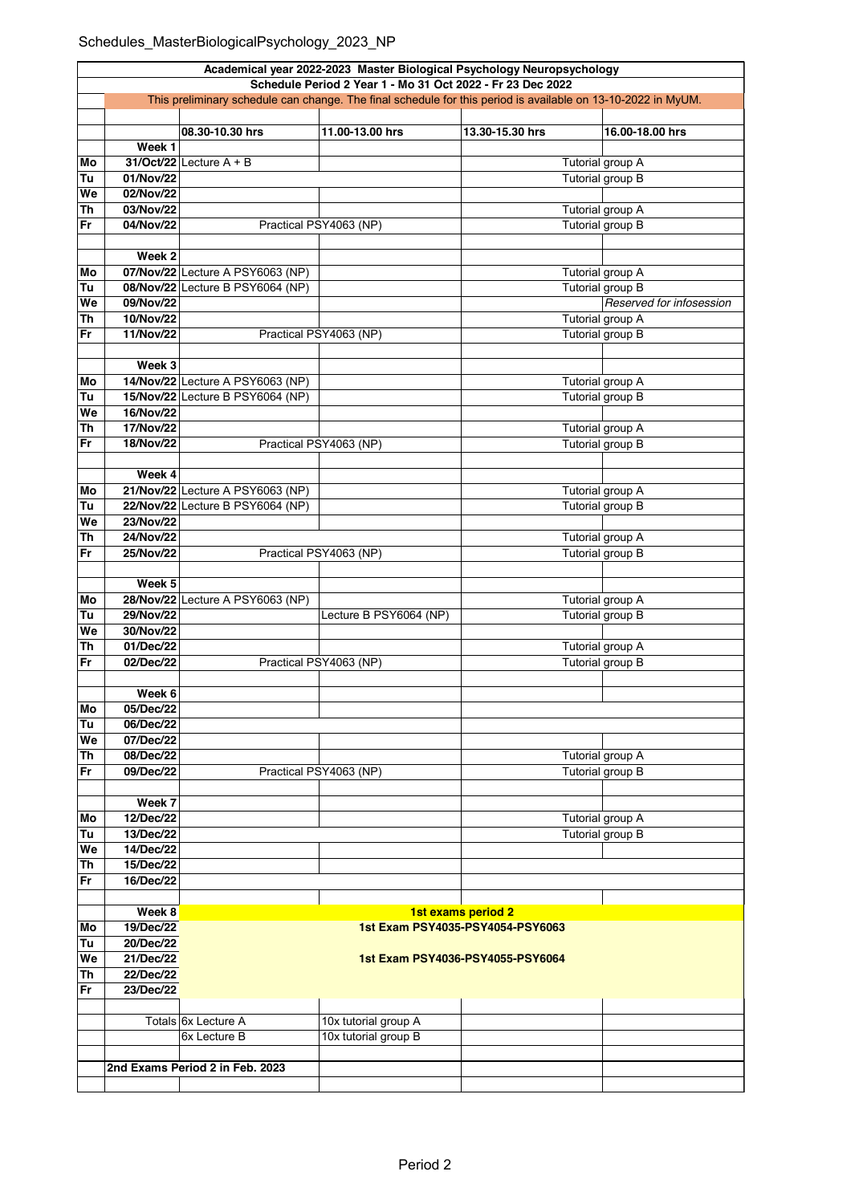Schedules_MasterBiologicalPsychology_2023_NP

**Academical year 2022-2023 Master Biological Psychology Neuropsychology**

**Schedule Period 2 Year 1 - Mo 31 Oct 2022 - Fr 23 Dec 2022**

This preliminary schedule can change. The final schedule for this period is available on 13-10-2022 in MyUM.

| | | 08.30-10.30 hrs | 11.00-13.00 hrs | 13.30-15.30 hrs | 16.00-18.00 hrs |
|---|---|---|---|---|---|
| | **Week 1** | | | | |
| **Mo** | **31/Oct/22** | Lecture A + B | | Tutorial group A | |
| **Tu** | **01/Nov/22** | | | Tutorial group B | |
| **We** | **02/Nov/22** | | | | |
| **Th** | **03/Nov/22** | | | Tutorial group A | |
| **Fr** | **04/Nov/22** | Practical PSY4063 (NP) | | Tutorial group B | |
| | | | | | |
| | **Week 2** | | | | |
| **Mo** | **07/Nov/22** | Lecture A PSY6063 (NP) | | Tutorial group A | |
| **Tu** | **08/Nov/22** | Lecture B PSY6064 (NP) | | Tutorial group B | |
| **We** | **09/Nov/22** | | | | *Reserved for infosession* |
| **Th** | **10/Nov/22** | | | Tutorial group A | |
| **Fr** | **11/Nov/22** | Practical PSY4063 (NP) | | Tutorial group B | |
| | | | | | |
| | **Week 3** | | | | |
| **Mo** | **14/Nov/22** | Lecture A PSY6063 (NP) | | Tutorial group A | |
| **Tu** | **15/Nov/22** | Lecture B PSY6064 (NP) | | Tutorial group B | |
| **We** | **16/Nov/22** | | | | |
| **Th** | **17/Nov/22** | | | Tutorial group A | |
| **Fr** | **18/Nov/22** | Practical PSY4063 (NP) | | Tutorial group B | |
| | | | | | |
| | **Week 4** | | | | |
| **Mo** | **21/Nov/22** | Lecture A PSY6063 (NP) | | Tutorial group A | |
| **Tu** | **22/Nov/22** | Lecture B PSY6064 (NP) | | Tutorial group B | |
| **We** | **23/Nov/22** | | | | |
| **Th** | **24/Nov/22** | | | Tutorial group A | |
| **Fr** | **25/Nov/22** | Practical PSY4063 (NP) | | Tutorial group B | |
| | | | | | |
| | **Week 5** | | | | |
| **Mo** | **28/Nov/22** | Lecture A PSY6063 (NP) | | Tutorial group A | |
| **Tu** | **29/Nov/22** | | Lecture B PSY6064 (NP) | Tutorial group B | |
| **We** | **30/Nov/22** | | | | |
| **Th** | **01/Dec/22** | | | Tutorial group A | |
| **Fr** | **02/Dec/22** | Practical PSY4063 (NP) | | Tutorial group B | |
| | | | | | |
| | **Week 6** | | | | |
| **Mo** | **05/Dec/22** | | | | |
| **Tu** | **06/Dec/22** | | | | |
| **We** | **07/Dec/22** | | | | |
| **Th** | **08/Dec/22** | | | Tutorial group A | |
| **Fr** | **09/Dec/22** | Practical PSY4063 (NP) | | Tutorial group B | |
| | | | | | |
| | **Week 7** | | | | |
| **Mo** | **12/Dec/22** | | | Tutorial group A | |
| **Tu** | **13/Dec/22** | | | Tutorial group B | |
| **We** | **14/Dec/22** | | | | |
| **Th** | **15/Dec/22** | | | | |
| **Fr** | **16/Dec/22** | | | | |
| | | | | | |
| | **Week 8** | **1st exams period 2** | | | |
| **Mo** | **19/Dec/22** | **1st Exam PSY4035-PSY4054-PSY6063** | | | |
| **Tu** | **20/Dec/22** | | | | |
| **We** | **21/Dec/22** | **1st Exam PSY4036-PSY4055-PSY6064** | | | |
| **Th** | **22/Dec/22** | | | | |
| **Fr** | **23/Dec/22** | | | | |
| | | | | | |
| | Totals | 6x Lecture A | 10x tutorial group A | | |
| | | 6x Lecture B | 10x tutorial group B | | |
| | | | | | |
| | **2nd Exams Period 2 in Feb. 2023** | | | | |

Period 2